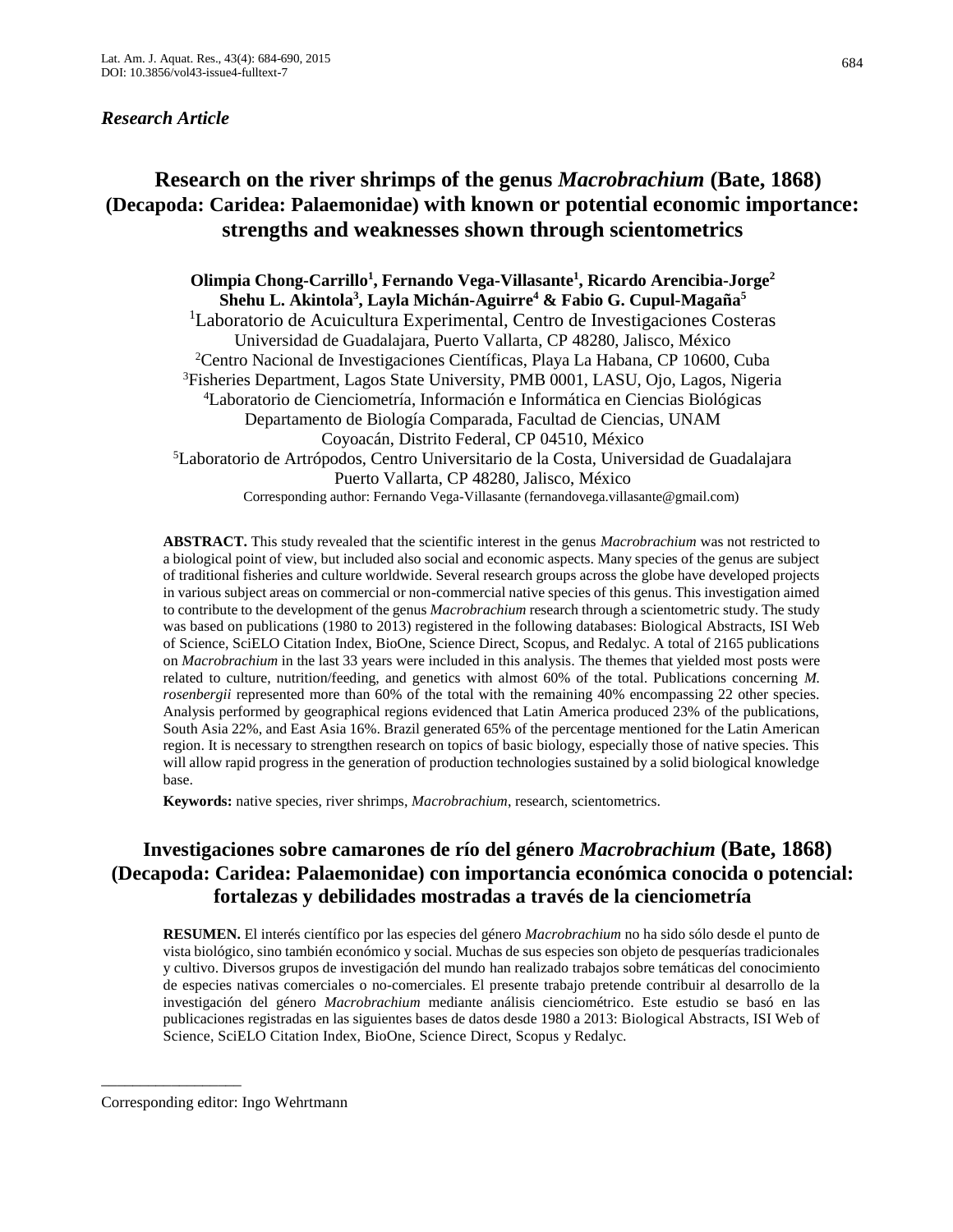*Research Article*

# Research on the river shrimps of the genus *Macrobrachium* (Bate, 1868) (Decapoda: Caridea: Palaemonidae) with known or potential economic importance: strengths and weaknesses shown through scientometrics

**Olimpia Chong-Carrillo[1], Fernando Vega-Villasante[1], Ricardo Arencibia-Jorge[2] Shehu L. Akintola[3], Layla Michán-Aguirre[4] & Fabio G. Cupul-Magaña[5]**

[1]Laboratorio de Acuicultura Experimental, Centro de Investigaciones Costeras Universidad de Guadalajara, Puerto Vallarta, CP 48280, Jalisco, México
[2]Centro Nacional de Investigaciones Científicas, Playa La Habana, CP 10600, Cuba
[3]Fisheries Department, Lagos State University, PMB 0001, LASU, Ojo, Lagos, Nigeria
[4]Laboratorio de Cienciometría, Información e Informática en Ciencias Biológicas Departamento de Biología Comparada, Facultad de Ciencias, UNAM Coyoacán, Distrito Federal, CP 04510, México
[5]Laboratorio de Artrópodos, Centro Universitario de la Costa, Universidad de Guadalajara Puerto Vallarta, CP 48280, Jalisco, México

Corresponding author: Fernando Vega-Villasante (fernandovega.villasante@gmail.com)

**ABSTRACT.** This study revealed that the scientific interest in the genus *Macrobrachium* was not restricted to a biological point of view, but included also social and economic aspects. Many species of the genus are subject of traditional fisheries and culture worldwide. Several research groups across the globe have developed projects in various subject areas on commercial or non-commercial native species of this genus. This investigation aimed to contribute to the development of the genus *Macrobrachium* research through a scientometric study. The study was based on publications (1980 to 2013) registered in the following databases: Biological Abstracts, ISI Web of Science, SciELO Citation Index, BioOne, Science Direct, Scopus, and Redalyc. A total of 2165 publications on *Macrobrachium* in the last 33 years were included in this analysis. The themes that yielded most posts were related to culture, nutrition/feeding, and genetics with almost 60% of the total. Publications concerning *M. rosenbergii* represented more than 60% of the total with the remaining 40% encompassing 22 other species. Analysis performed by geographical regions evidenced that Latin America produced 23% of the publications, South Asia 22%, and East Asia 16%. Brazil generated 65% of the percentage mentioned for the Latin American region. It is necessary to strengthen research on topics of basic biology, especially those of native species. This will allow rapid progress in the generation of production technologies sustained by a solid biological knowledge base.

**Keywords:** native species, river shrimps, *Macrobrachium*, research, scientometrics.

# Investigaciones sobre camarones de río del género *Macrobrachium* (Bate, 1868) (Decapoda: Caridea: Palaemonidae) con importancia económica conocida o potencial: fortalezas y debilidades mostradas a través de la cienciometría

**RESUMEN.** El interés científico por las especies del género *Macrobrachium* no ha sido sólo desde el punto de vista biológico, sino también económico y social. Muchas de sus especies son objeto de pesquerías tradicionales y cultivo. Diversos grupos de investigación del mundo han realizado trabajos sobre temáticas del conocimiento de especies nativas comerciales o no-comerciales. El presente trabajo pretende contribuir al desarrollo de la investigación del género *Macrobrachium* mediante análisis cienciométrico. Este estudio se basó en las publicaciones registradas en las siguientes bases de datos desde 1980 a 2013: Biological Abstracts, ISI Web of Science, SciELO Citation Index, BioOne, Science Direct, Scopus y Redalyc.

---

Corresponding editor: Ingo Wehrtmann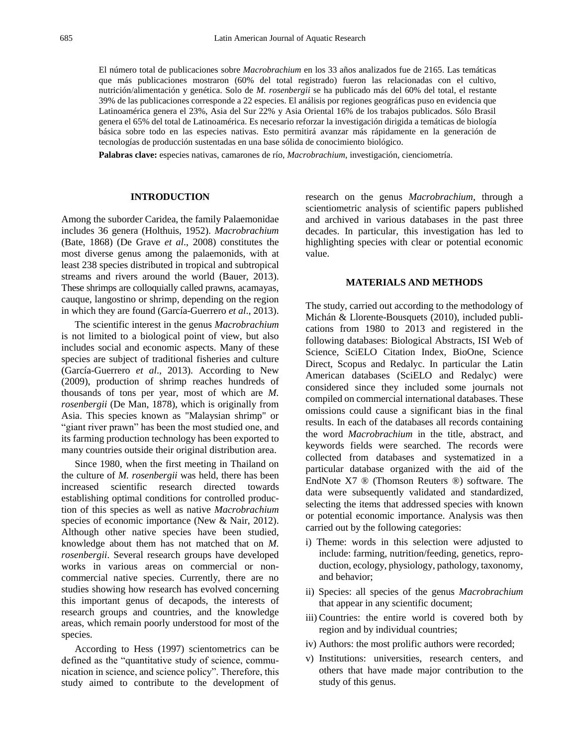El número total de publicaciones sobre *Macrobrachium* en los 33 años analizados fue de 2165. Las temáticas que más publicaciones mostraron (60% del total registrado) fueron las relacionadas con el cultivo, nutrición/alimentación y genética. Solo de *M. rosenbergii* se ha publicado más del 60% del total, el restante 39% de las publicaciones corresponde a 22 especies. El análisis por regiones geográficas puso en evidencia que Latinoamérica genera el 23%, Asia del Sur 22% y Asia Oriental 16% de los trabajos publicados. Sólo Brasil genera el 65% del total de Latinoamérica. Es necesario reforzar la investigación dirigida a temáticas de biología básica sobre todo en las especies nativas. Esto permitirá avanzar más rápidamente en la generación de tecnologías de producción sustentadas en una base sólida de conocimiento biológico.

**Palabras clave:** especies nativas, camarones de río, *Macrobrachium*, investigación, cienciometría.

## INTRODUCTION

Among the suborder Caridea, the family Palaemonidae includes 36 genera (Holthuis, 1952). *Macrobrachium* (Bate, 1868) (De Grave *et al*., 2008) constitutes the most diverse genus among the palaemonids, with at least 238 species distributed in tropical and subtropical streams and rivers around the world (Bauer, 2013). These shrimps are colloquially called prawns, acamayas, cauque, langostino or shrimp, depending on the region in which they are found (García-Guerrero *et al*., 2013).

The scientific interest in the genus *Macrobrachium* is not limited to a biological point of view, but also includes social and economic aspects. Many of these species are subject of traditional fisheries and culture (García-Guerrero *et al*., 2013). According to New (2009), production of shrimp reaches hundreds of thousands of tons per year, most of which are *M. rosenbergii* (De Man, 1878), which is originally from Asia. This species known as "Malaysian shrimp" or "giant river prawn" has been the most studied one, and its farming production technology has been exported to many countries outside their original distribution area.

Since 1980, when the first meeting in Thailand on the culture of *M. rosenbergii* was held, there has been increased scientific research directed towards establishing optimal conditions for controlled production of this species as well as native *Macrobrachium* species of economic importance (New & Nair, 2012). Although other native species have been studied, knowledge about them has not matched that on *M. rosenbergii*. Several research groups have developed works in various areas on commercial or non-commercial native species. Currently, there are no studies showing how research has evolved concerning this important genus of decapods, the interests of research groups and countries, and the knowledge areas, which remain poorly understood for most of the species.

According to Hess (1997) scientometrics can be defined as the "quantitative study of science, communication in science, and science policy". Therefore, this study aimed to contribute to the development of research on the genus *Macrobrachium*, through a scientiometric analysis of scientific papers published and archived in various databases in the past three decades. In particular, this investigation has led to highlighting species with clear or potential economic value.

## MATERIALS AND METHODS

The study, carried out according to the methodology of Michán & Llorente-Bousquets (2010), included publications from 1980 to 2013 and registered in the following databases: Biological Abstracts, ISI Web of Science, SciELO Citation Index, BioOne, Science Direct, Scopus and Redalyc. In particular the Latin American databases (SciELO and Redalyc) were considered since they included some journals not compiled on commercial international databases. These omissions could cause a significant bias in the final results. In each of the databases all records containing the word *Macrobrachium* in the title, abstract, and keywords fields were searched. The records were collected from databases and systematized in a particular database organized with the aid of the EndNote X7 ® (Thomson Reuters ®) software. The data were subsequently validated and standardized, selecting the items that addressed species with known or potential economic importance. Analysis was then carried out by the following categories:

- i) Theme: words in this selection were adjusted to include: farming, nutrition/feeding, genetics, reproduction, ecology, physiology, pathology, taxonomy, and behavior;
- ii) Species: all species of the genus *Macrobrachium* that appear in any scientific document;
- iii) Countries: the entire world is covered both by region and by individual countries;
- iv) Authors: the most prolific authors were recorded;
- v) Institutions: universities, research centers, and others that have made major contribution to the study of this genus.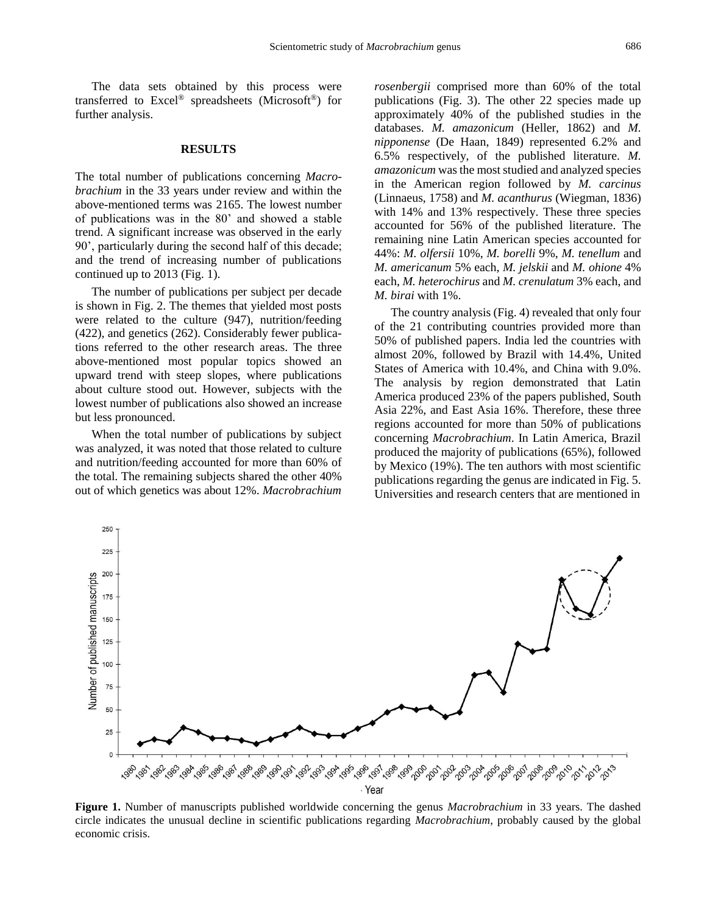The data sets obtained by this process were transferred to Excel® spreadsheets (Microsoft®) for further analysis.

## RESULTS

The total number of publications concerning *Macrobrachium* in the 33 years under review and within the above-mentioned terms was 2165. The lowest number of publications was in the 80' and showed a stable trend. A significant increase was observed in the early 90', particularly during the second half of this decade; and the trend of increasing number of publications continued up to 2013 (Fig. 1).

The number of publications per subject per decade is shown in Fig. 2. The themes that yielded most posts were related to the culture (947), nutrition/feeding (422), and genetics (262). Considerably fewer publications referred to the other research areas. The three above-mentioned most popular topics showed an upward trend with steep slopes, where publications about culture stood out. However, subjects with the lowest number of publications also showed an increase but less pronounced.

When the total number of publications by subject was analyzed, it was noted that those related to culture and nutrition/feeding accounted for more than 60% of the total. The remaining subjects shared the other 40% out of which genetics was about 12%. *Macrobrachium rosenbergii* comprised more than 60% of the total publications (Fig. 3). The other 22 species made up approximately 40% of the published studies in the databases. *M. amazonicum* (Heller, 1862) and *M. nipponense* (De Haan, 1849) represented 6.2% and 6.5% respectively, of the published literature. *M. amazonicum* was the most studied and analyzed species in the American region followed by *M. carcinus* (Linnaeus, 1758) and *M. acanthurus* (Wiegman, 1836) with 14% and 13% respectively. These three species accounted for 56% of the published literature. The remaining nine Latin American species accounted for 44%: *M. olfersii* 10%, *M. borelli* 9%, *M. tenellum* and *M. americanum* 5% each, *M. jelskii* and *M. ohione* 4% each, *M. heterochirus* and *M. crenulatum* 3% each, and *M. birai* with 1%.

The country analysis (Fig. 4) revealed that only four of the 21 contributing countries provided more than 50% of published papers. India led the countries with almost 20%, followed by Brazil with 14.4%, United States of America with 10.4%, and China with 9.0%. The analysis by region demonstrated that Latin America produced 23% of the papers published, South Asia 22%, and East Asia 16%. Therefore, these three regions accounted for more than 50% of publications concerning *Macrobrachium*. In Latin America, Brazil produced the majority of publications (65%), followed by Mexico (19%). The ten authors with most scientific publications regarding the genus are indicated in Fig. 5. Universities and research centers that are mentioned in

**Figure 1.** Number of manuscripts published worldwide concerning the genus *Macrobrachium* in 33 years. The dashed circle indicates the unusual decline in scientific publications regarding *Macrobrachium*, probably caused by the global economic crisis.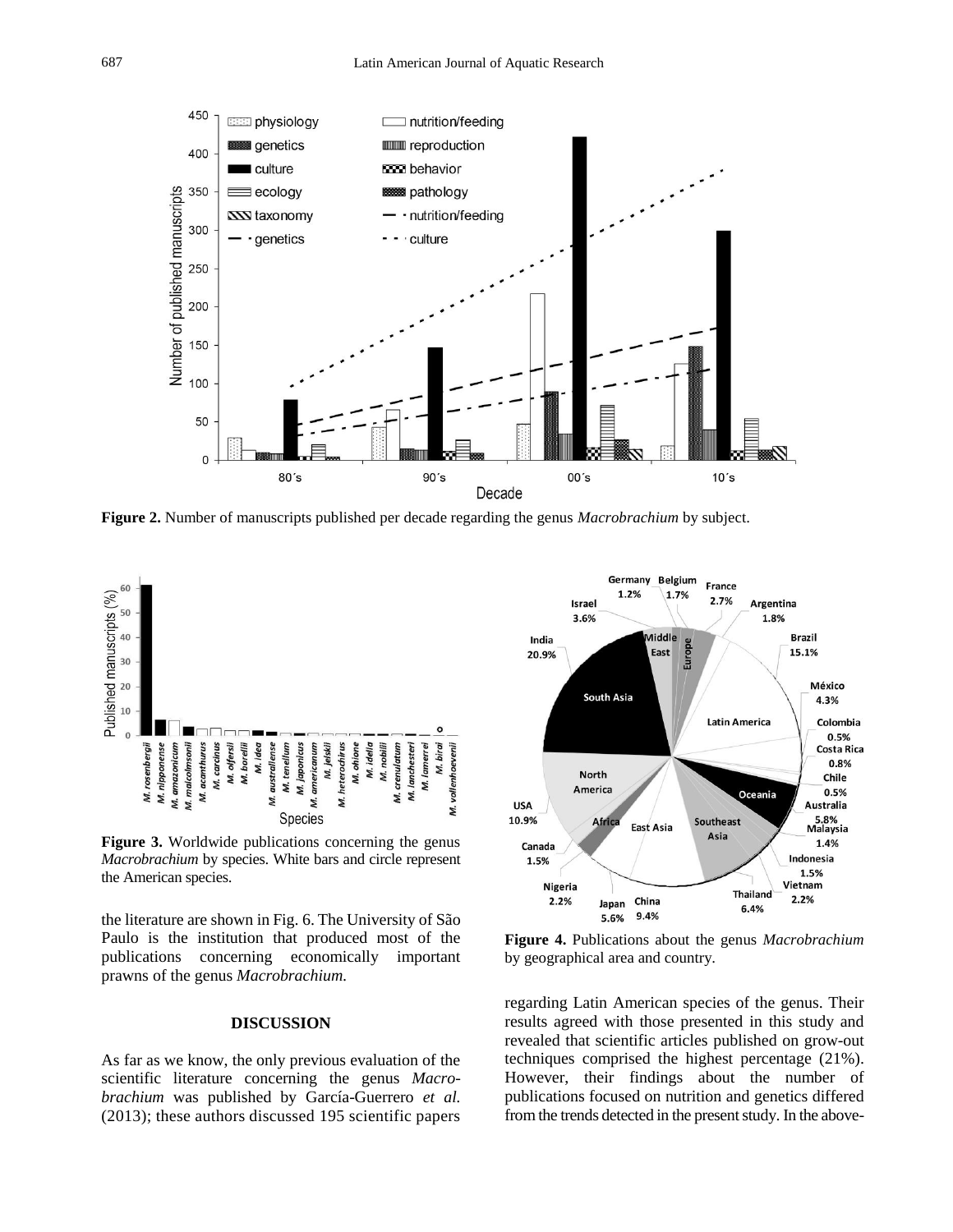**Figure 2.** Number of manuscripts published per decade regarding the genus *Macrobrachium* by subject.

**Figure 3.** Worldwide publications concerning the genus *Macrobrachium* by species. White bars and circle represent the American species.

**Figure 4.** Publications about the genus *Macrobrachium* by geographical area and country.

the literature are shown in Fig. 6. The University of São Paulo is the institution that produced most of the publications concerning economically important prawns of the genus *Macrobrachium.*

## DISCUSSION

As far as we know, the only previous evaluation of the scientific literature concerning the genus *Macrobrachium* was published by García-Guerrero *et al.* (2013); these authors discussed 195 scientific papers regarding Latin American species of the genus. Their results agreed with those presented in this study and revealed that scientific articles published on grow-out techniques comprised the highest percentage (21%). However, their findings about the number of publications focused on nutrition and genetics differed from the trends detected in the present study. In the above-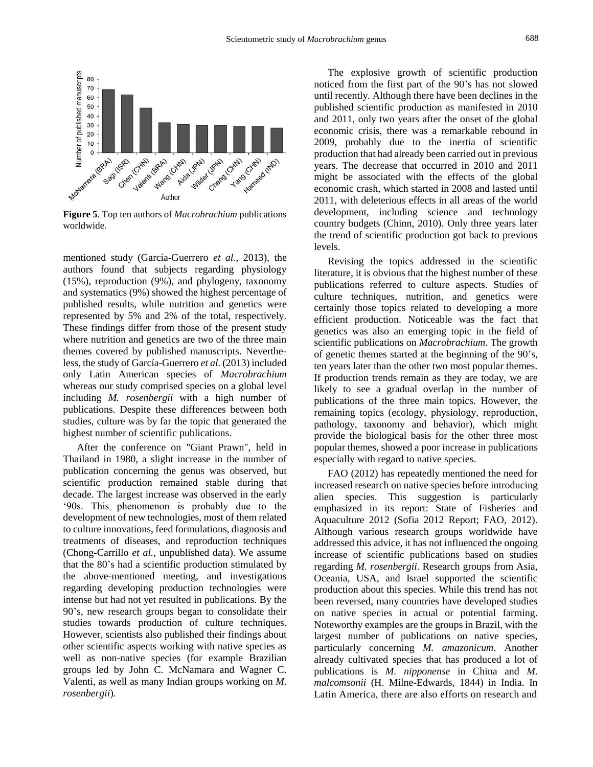**Figure 5**. Top ten authors of *Macrobrachium* publications worldwide.

mentioned study (García-Guerrero *et al.*, 2013), the authors found that subjects regarding physiology (15%), reproduction (9%), and phylogeny, taxonomy and systematics (9%) showed the highest percentage of published results, while nutrition and genetics were represented by 5% and 2% of the total, respectively. These findings differ from those of the present study where nutrition and genetics are two of the three main themes covered by published manuscripts. Nevertheless, the study of García-Guerrero *et al.* (2013) included only Latin American species of *Macrobrachium* whereas our study comprised species on a global level including *M. rosenbergii* with a high number of publications. Despite these differences between both studies, culture was by far the topic that generated the highest number of scientific publications.

After the conference on "Giant Prawn", held in Thailand in 1980, a slight increase in the number of publication concerning the genus was observed, but scientific production remained stable during that decade. The largest increase was observed in the early '90s. This phenomenon is probably due to the development of new technologies, most of them related to culture innovations, feed formulations, diagnosis and treatments of diseases, and reproduction techniques (Chong-Carrillo *et al.*, unpublished data). We assume that the 80's had a scientific production stimulated by the above-mentioned meeting, and investigations regarding developing production technologies were intense but had not yet resulted in publications. By the 90's, new research groups began to consolidate their studies towards production of culture techniques. However, scientists also published their findings about other scientific aspects working with native species as well as non-native species (for example Brazilian groups led by John C. McNamara and Wagner C. Valenti, as well as many Indian groups working on *M. rosenbergii*).

The explosive growth of scientific production noticed from the first part of the 90's has not slowed until recently. Although there have been declines in the published scientific production as manifested in 2010 and 2011, only two years after the onset of the global economic crisis, there was a remarkable rebound in 2009, probably due to the inertia of scientific production that had already been carried out in previous years. The decrease that occurred in 2010 and 2011 might be associated with the effects of the global economic crash, which started in 2008 and lasted until 2011, with deleterious effects in all areas of the world development, including science and technology country budgets (Chinn, 2010). Only three years later the trend of scientific production got back to previous levels.

Revising the topics addressed in the scientific literature, it is obvious that the highest number of these publications referred to culture aspects. Studies of culture techniques, nutrition, and genetics were certainly those topics related to developing a more efficient production. Noticeable was the fact that genetics was also an emerging topic in the field of scientific publications on *Macrobrachium*. The growth of genetic themes started at the beginning of the 90's, ten years later than the other two most popular themes. If production trends remain as they are today, we are likely to see a gradual overlap in the number of publications of the three main topics. However, the remaining topics (ecology, physiology, reproduction, pathology, taxonomy and behavior), which might provide the biological basis for the other three most popular themes, showed a poor increase in publications especially with regard to native species.

FAO (2012) has repeatedly mentioned the need for increased research on native species before introducing alien species. This suggestion is particularly emphasized in its report: State of Fisheries and Aquaculture 2012 (Sofia 2012 Report; FAO, 2012). Although various research groups worldwide have addressed this advice, it has not influenced the ongoing increase of scientific publications based on studies regarding *M. rosenbergii*. Research groups from Asia, Oceania, USA, and Israel supported the scientific production about this species. While this trend has not been reversed, many countries have developed studies on native species in actual or potential farming. Noteworthy examples are the groups in Brazil, with the largest number of publications on native species, particularly concerning *M. amazonicum*. Another already cultivated species that has produced a lot of publications is *M. nipponense* in China and *M. malcomsonii* (H. Milne-Edwards, 1844) in India. In Latin America, there are also efforts on research and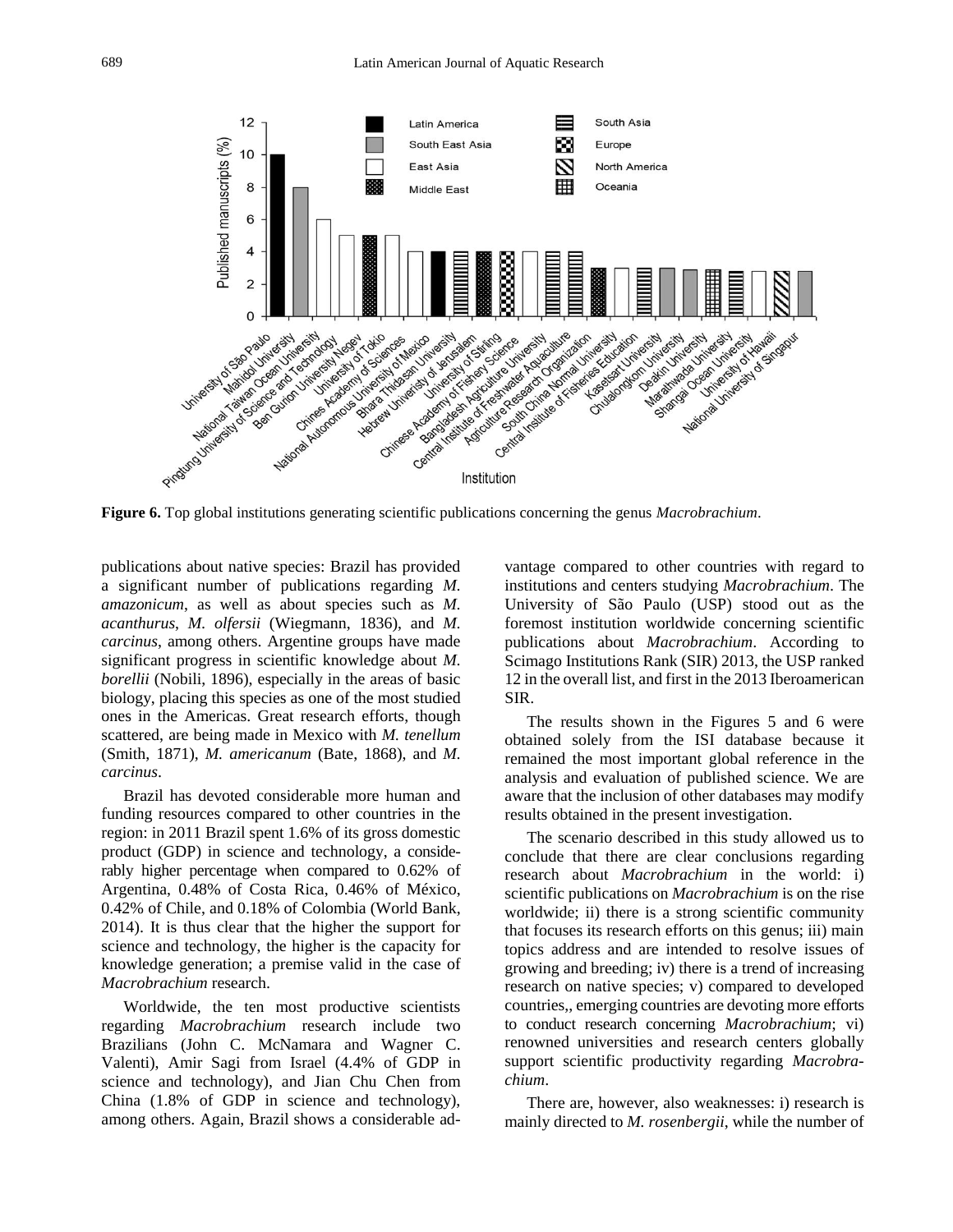**Figure 6.** Top global institutions generating scientific publications concerning the genus *Macrobrachium*.

publications about native species: Brazil has provided a significant number of publications regarding *M. amazonicum*, as well as about species such as *M. acanthurus*, *M. olfersii* (Wiegmann, 1836), and *M. carcinus*, among others. Argentine groups have made significant progress in scientific knowledge about *M. borellii* (Nobili, 1896), especially in the areas of basic biology, placing this species as one of the most studied ones in the Americas. Great research efforts, though scattered, are being made in Mexico with *M. tenellum* (Smith, 1871), *M. americanum* (Bate, 1868), and *M. carcinus*.

Brazil has devoted considerable more human and funding resources compared to other countries in the region: in 2011 Brazil spent 1.6% of its gross domestic product (GDP) in science and technology, a considerably higher percentage when compared to 0.62% of Argentina, 0.48% of Costa Rica, 0.46% of México, 0.42% of Chile, and 0.18% of Colombia (World Bank, 2014). It is thus clear that the higher the support for science and technology, the higher is the capacity for knowledge generation; a premise valid in the case of *Macrobrachium* research.

Worldwide, the ten most productive scientists regarding *Macrobrachium* research include two Brazilians (John C. McNamara and Wagner C. Valenti), Amir Sagi from Israel (4.4% of GDP in science and technology), and Jian Chu Chen from China (1.8% of GDP in science and technology), among others. Again, Brazil shows a considerable advantage compared to other countries with regard to institutions and centers studying *Macrobrachium*. The University of São Paulo (USP) stood out as the foremost institution worldwide concerning scientific publications about *Macrobrachium*. According to Scimago Institutions Rank (SIR) 2013, the USP ranked 12 in the overall list, and first in the 2013 Iberoamerican SIR.

The results shown in the Figures 5 and 6 were obtained solely from the ISI database because it remained the most important global reference in the analysis and evaluation of published science. We are aware that the inclusion of other databases may modify results obtained in the present investigation.

The scenario described in this study allowed us to conclude that there are clear conclusions regarding research about *Macrobrachium* in the world: i) scientific publications on *Macrobrachium* is on the rise worldwide; ii) there is a strong scientific community that focuses its research efforts on this genus; iii) main topics address and are intended to resolve issues of growing and breeding; iv) there is a trend of increasing research on native species; v) compared to developed countries,, emerging countries are devoting more efforts to conduct research concerning *Macrobrachium*; vi) renowned universities and research centers globally support scientific productivity regarding *Macrobrachium*.

There are, however, also weaknesses: i) research is mainly directed to *M. rosenbergii*, while the number of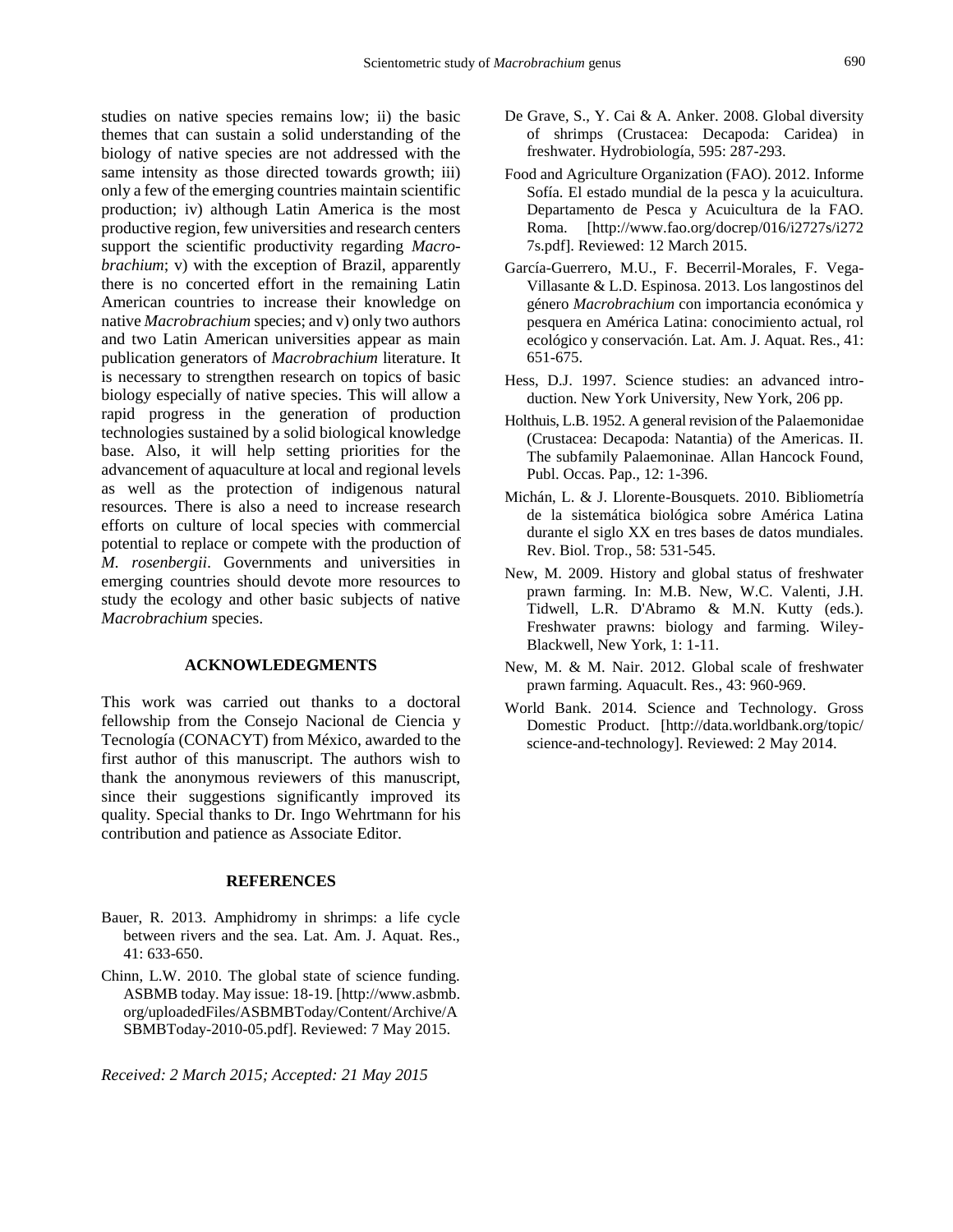studies on native species remains low; ii) the basic themes that can sustain a solid understanding of the biology of native species are not addressed with the same intensity as those directed towards growth; iii) only a few of the emerging countries maintain scientific production; iv) although Latin America is the most productive region, few universities and research centers support the scientific productivity regarding *Macrobrachium*; v) with the exception of Brazil, apparently there is no concerted effort in the remaining Latin American countries to increase their knowledge on native *Macrobrachium* species; and v) only two authors and two Latin American universities appear as main publication generators of *Macrobrachium* literature. It is necessary to strengthen research on topics of basic biology especially of native species. This will allow a rapid progress in the generation of production technologies sustained by a solid biological knowledge base. Also, it will help setting priorities for the advancement of aquaculture at local and regional levels as well as the protection of indigenous natural resources. There is also a need to increase research efforts on culture of local species with commercial potential to replace or compete with the production of *M. rosenbergii*. Governments and universities in emerging countries should devote more resources to study the ecology and other basic subjects of native *Macrobrachium* species.

## ACKNOWLEDGEMENTS

This work was carried out thanks to a doctoral fellowship from the Consejo Nacional de Ciencia y Tecnología (CONACYT) from México, awarded to the first author of this manuscript. The authors wish to thank the anonymous reviewers of this manuscript, since their suggestions significantly improved its quality. Special thanks to Dr. Ingo Wehrtmann for his contribution and patience as Associate Editor.

## REFERENCES

Bauer, R. 2013. Amphidromy in shrimps: a life cycle between rivers and the sea. Lat. Am. J. Aquat. Res., 41: 633-650.

Chinn, L.W. 2010. The global state of science funding. ASBMB today. May issue: 18-19. [http://www.asbmb.org/uploadedFiles/ASBMBToday/Content/Archive/ASBMBToday-2010-05.pdf]. Reviewed: 7 May 2015.

De Grave, S., Y. Cai & A. Anker. 2008. Global diversity of shrimps (Crustacea: Decapoda: Caridea) in freshwater. Hydrobiología, 595: 287-293.

Food and Agriculture Organization (FAO). 2012. Informe Sofía. El estado mundial de la pesca y la acuicultura. Departamento de Pesca y Acuicultura de la FAO. Roma. [http://www.fao.org/docrep/016/i2727s/i2727s.pdf]. Reviewed: 12 March 2015.

García-Guerrero, M.U., F. Becerril-Morales, F. Vega-Villasante & L.D. Espinosa. 2013. Los langostinos del género *Macrobrachium* con importancia económica y pesquera en América Latina: conocimiento actual, rol ecológico y conservación. Lat. Am. J. Aquat. Res., 41: 651-675.

Hess, D.J. 1997. Science studies: an advanced introduction. New York University, New York, 206 pp.

Holthuis, L.B. 1952. A general revision of the Palaemonidae (Crustacea: Decapoda: Natantia) of the Americas. II. The subfamily Palaemoninae. Allan Hancock Found, Publ. Occas. Pap., 12: 1-396.

Michán, L. & J. Llorente-Bousquets. 2010. Bibliometría de la sistemática biológica sobre América Latina durante el siglo XX en tres bases de datos mundiales. Rev. Biol. Trop., 58: 531-545.

New, M. 2009. History and global status of freshwater prawn farming. In: M.B. New, W.C. Valenti, J.H. Tidwell, L.R. D'Abramo & M.N. Kutty (eds.). Freshwater prawns: biology and farming. Wiley-Blackwell, New York, 1: 1-11.

New, M. & M. Nair. 2012. Global scale of freshwater prawn farming. Aquacult. Res., 43: 960-969.

World Bank. 2014. Science and Technology. Gross Domestic Product. [http://data.worldbank.org/topic/science-and-technology]. Reviewed: 2 May 2014.

*Received: 2 March 2015; Accepted: 21 May 2015*